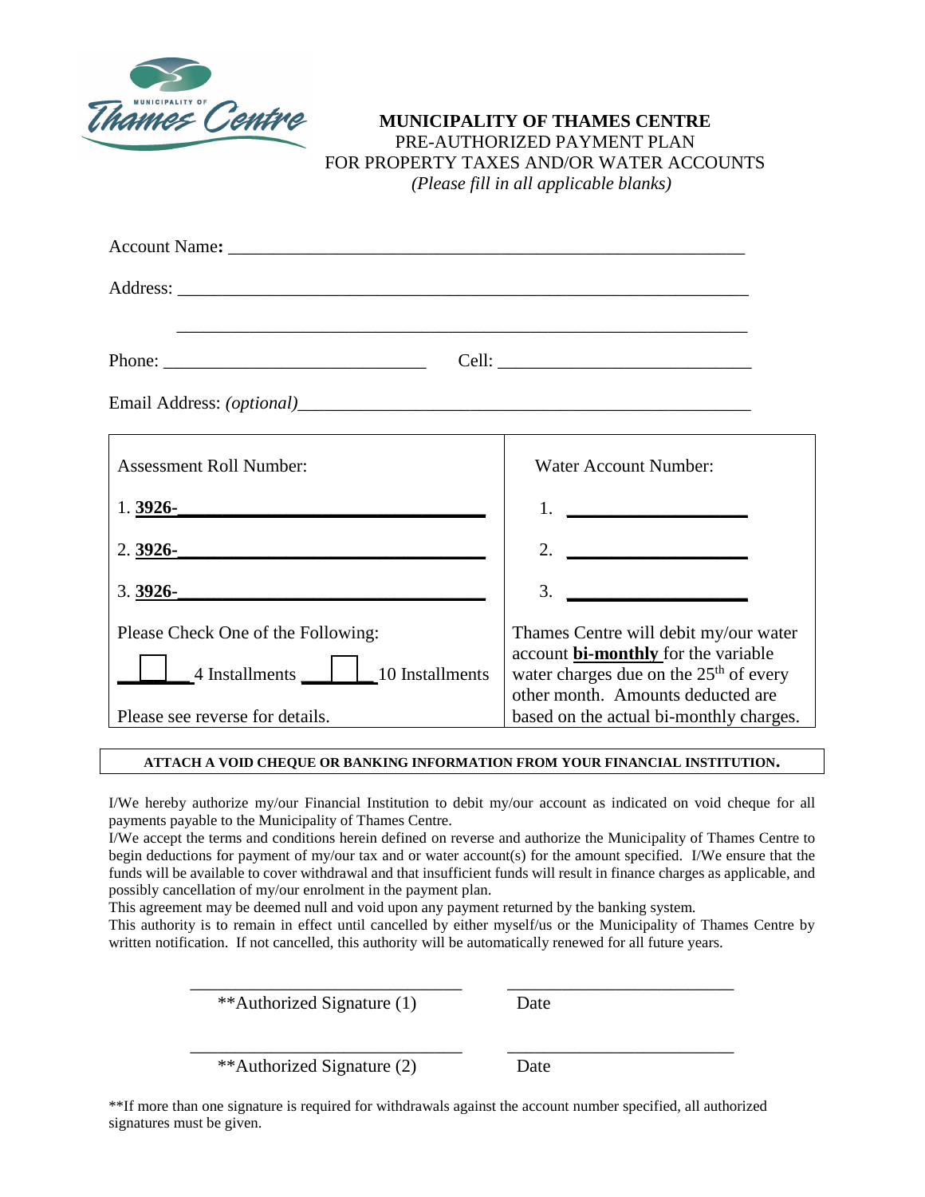MUNICIPALITY OF Thames Centre

# MUNICIPALITY OF THAMES CENTRE

PRE-AUTHORIZED PAYMENT PLAN
FOR PROPERTY TAXES AND/OR WATER ACCOUNTS
*(Please fill in all applicable blanks)*

Account Name: ___________________________________________________________

Address: ________________________________________________________________

________________________________________________________________

Phone: _____________________________ Cell: ____________________________

Email Address: *(optional)*_______________________________________________

| Assessment Roll Number: | Water Account Number: |
|---|---|
| 1. **3926-**______________________________ | 1. ___________________ |
| 2. **3926-**______________________________ | 2. ___________________ |
| 3. **3926-**______________________________ | 3. ___________________ |
| Please Check One of the Following:<br>☐ 4 Installments ☐ 10 Installments<br><br>Please see reverse for details. | Thames Centre will debit my/our water account **bi-monthly** for the variable water charges due on the 25th of every other month. Amounts deducted are based on the actual bi-monthly charges. |

**ATTACH A VOID CHEQUE OR BANKING INFORMATION FROM YOUR FINANCIAL INSTITUTION.**

I/We hereby authorize my/our Financial Institution to debit my/our account as indicated on void cheque for all payments payable to the Municipality of Thames Centre.

I/We accept the terms and conditions herein defined on reverse and authorize the Municipality of Thames Centre to begin deductions for payment of my/our tax and or water account(s) for the amount specified. I/We ensure that the funds will be available to cover withdrawal and that insufficient funds will result in finance charges as applicable, and possibly cancellation of my/our enrolment in the payment plan.

This agreement may be deemed null and void upon any payment returned by the banking system.

This authority is to remain in effect until cancelled by either myself/us or the Municipality of Thames Centre by written notification. If not cancelled, this authority will be automatically renewed for all future years.

____________________________ ________________________
**Authorized Signature (1) Date

____________________________ ________________________
**Authorized Signature (2) Date

**If more than one signature is required for withdrawals against the account number specified, all authorized signatures must be given.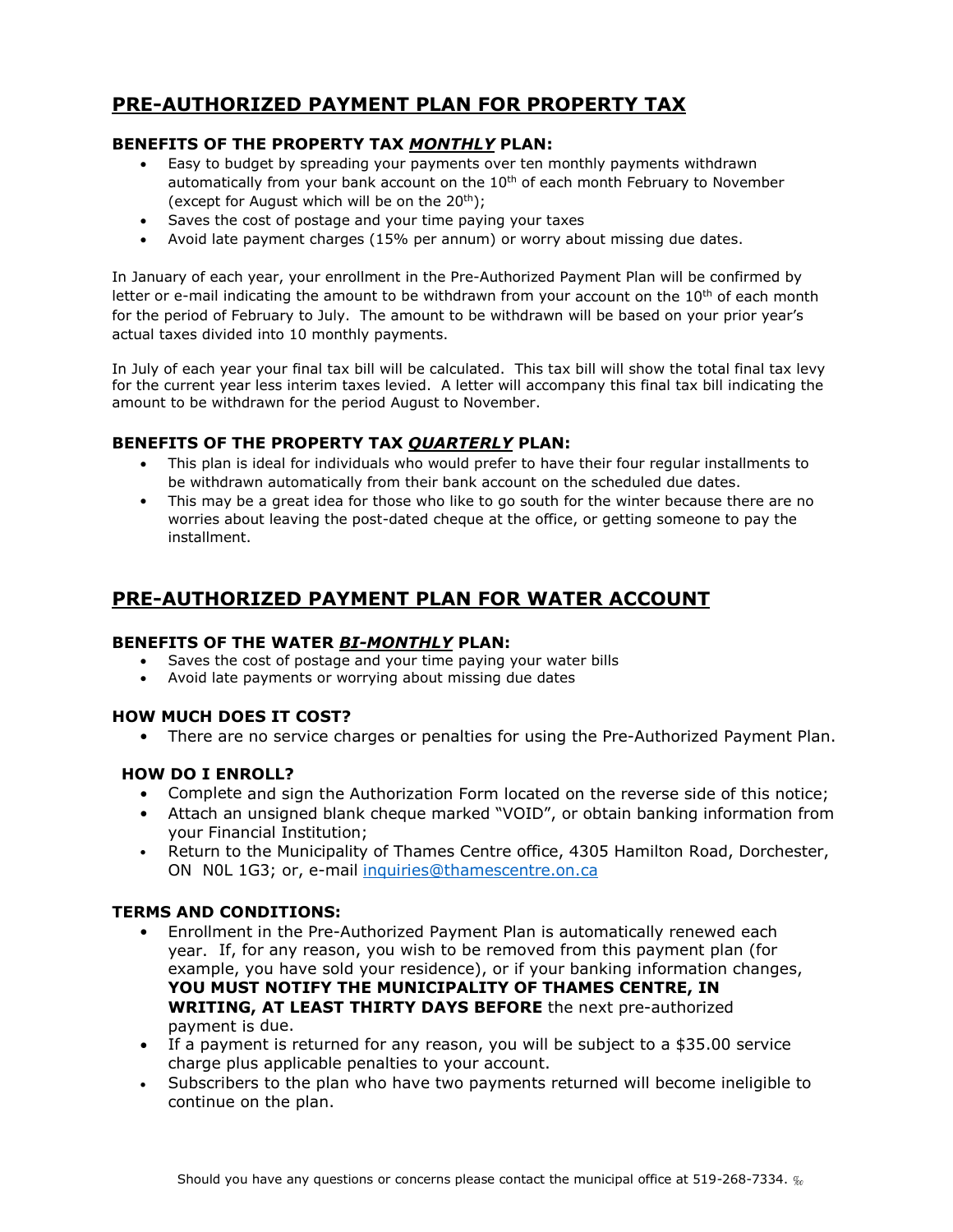## PRE-AUTHORIZED PAYMENT PLAN FOR PROPERTY TAX

### BENEFITS OF THE PROPERTY TAX *MONTHLY* PLAN:

- Easy to budget by spreading your payments over ten monthly payments withdrawn automatically from your bank account on the 10th of each month February to November (except for August which will be on the 20th);
- Saves the cost of postage and your time paying your taxes
- Avoid late payment charges (15% per annum) or worry about missing due dates.

In January of each year, your enrollment in the Pre-Authorized Payment Plan will be confirmed by letter or e-mail indicating the amount to be withdrawn from your account on the 10th of each month for the period of February to July. The amount to be withdrawn will be based on your prior year's actual taxes divided into 10 monthly payments.

In July of each year your final tax bill will be calculated. This tax bill will show the total final tax levy for the current year less interim taxes levied. A letter will accompany this final tax bill indicating the amount to be withdrawn for the period August to November.

### BENEFITS OF THE PROPERTY TAX *QUARTERLY* PLAN:

- This plan is ideal for individuals who would prefer to have their four regular installments to be withdrawn automatically from their bank account on the scheduled due dates.
- This may be a great idea for those who like to go south for the winter because there are no worries about leaving the post-dated cheque at the office, or getting someone to pay the installment.

## PRE-AUTHORIZED PAYMENT PLAN FOR WATER ACCOUNT

### BENEFITS OF THE WATER *BI-MONTHLY* PLAN:

- Saves the cost of postage and your time paying your water bills
- Avoid late payments or worrying about missing due dates

### HOW MUCH DOES IT COST?

- There are no service charges or penalties for using the Pre-Authorized Payment Plan.

### HOW DO I ENROLL?

- Complete and sign the Authorization Form located on the reverse side of this notice;
- Attach an unsigned blank cheque marked "VOID", or obtain banking information from your Financial Institution;
- Return to the Municipality of Thames Centre office, 4305 Hamilton Road, Dorchester, ON N0L 1G3; or, e-mail inquiries@thamescentre.on.ca

### TERMS AND CONDITIONS:

- Enrollment in the Pre-Authorized Payment Plan is automatically renewed each year. If, for any reason, you wish to be removed from this payment plan (for example, you have sold your residence), or if your banking information changes, **YOU MUST NOTIFY THE MUNICIPALITY OF THAMES CENTRE, IN WRITING, AT LEAST THIRTY DAYS BEFORE** the next pre-authorized payment is due.
- If a payment is returned for any reason, you will be subject to a $35.00 service charge plus applicable penalties to your account.
- Subscribers to the plan who have two payments returned will become ineligible to continue on the plan.

Should you have any questions or concerns please contact the municipal office at 519-268-7334.